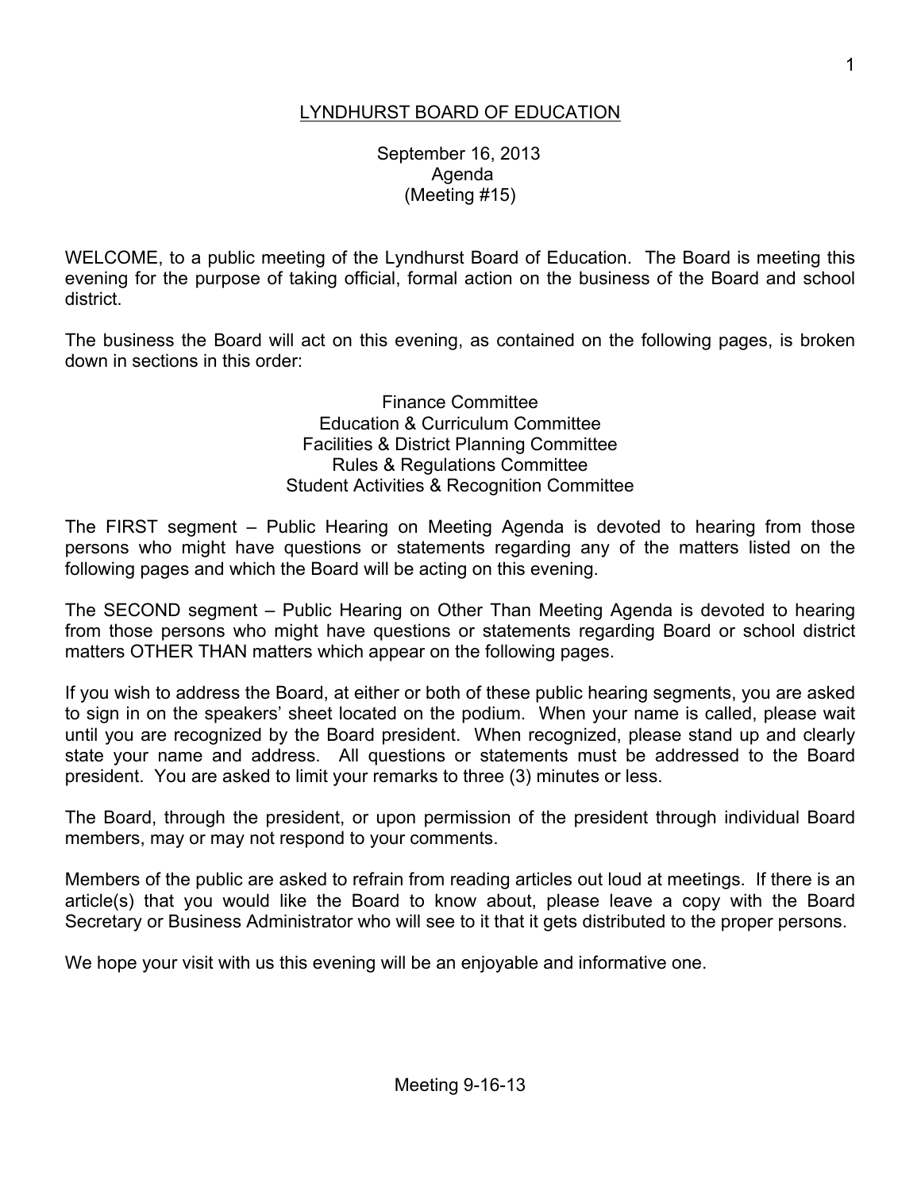# LYNDHURST BOARD OF EDUCATION

September 16, 2013
Agenda
(Meeting #15)

WELCOME, to a public meeting of the Lyndhurst Board of Education. The Board is meeting this evening for the purpose of taking official, formal action on the business of the Board and school district.

The business the Board will act on this evening, as contained on the following pages, is broken down in sections in this order:

Finance Committee
Education & Curriculum Committee
Facilities & District Planning Committee
Rules & Regulations Committee
Student Activities & Recognition Committee

The FIRST segment – Public Hearing on Meeting Agenda is devoted to hearing from those persons who might have questions or statements regarding any of the matters listed on the following pages and which the Board will be acting on this evening.

The SECOND segment – Public Hearing on Other Than Meeting Agenda is devoted to hearing from those persons who might have questions or statements regarding Board or school district matters OTHER THAN matters which appear on the following pages.

If you wish to address the Board, at either or both of these public hearing segments, you are asked to sign in on the speakers' sheet located on the podium. When your name is called, please wait until you are recognized by the Board president. When recognized, please stand up and clearly state your name and address. All questions or statements must be addressed to the Board president. You are asked to limit your remarks to three (3) minutes or less.

The Board, through the president, or upon permission of the president through individual Board members, may or may not respond to your comments.

Members of the public are asked to refrain from reading articles out loud at meetings. If there is an article(s) that you would like the Board to know about, please leave a copy with the Board Secretary or Business Administrator who will see to it that it gets distributed to the proper persons.

We hope your visit with us this evening will be an enjoyable and informative one.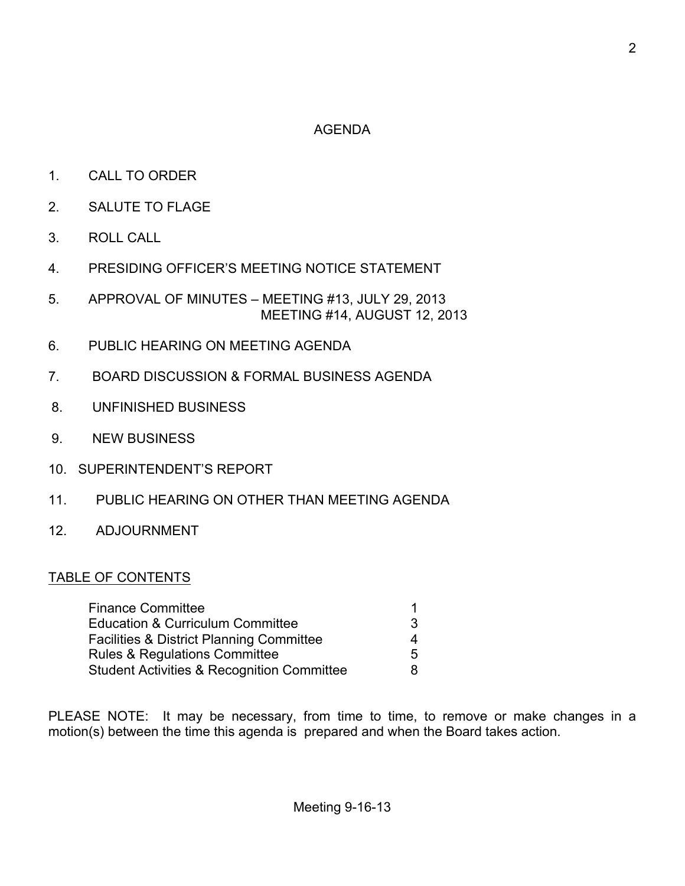# AGENDA

1. CALL TO ORDER
2. SALUTE TO FLAGE
3. ROLL CALL
4. PRESIDING OFFICER'S MEETING NOTICE STATEMENT
5. APPROVAL OF MINUTES – MEETING #13, JULY 29, 2013
   MEETING #14, AUGUST 12, 2013
6. PUBLIC HEARING ON MEETING AGENDA
7. BOARD DISCUSSION & FORMAL BUSINESS AGENDA
8. UNFINISHED BUSINESS
9. NEW BUSINESS
10. SUPERINTENDENT'S REPORT
11. PUBLIC HEARING ON OTHER THAN MEETING AGENDA
12. ADJOURNMENT

## TABLE OF CONTENTS

| | |
|---|---|
| Finance Committee | 1 |
| Education & Curriculum Committee | 3 |
| Facilities & District Planning Committee | 4 |
| Rules & Regulations Committee | 5 |
| Student Activities & Recognition Committee | 8 |

PLEASE NOTE: It may be necessary, from time to time, to remove or make changes in a motion(s) between the time this agenda is prepared and when the Board takes action.

Meeting 9-16-13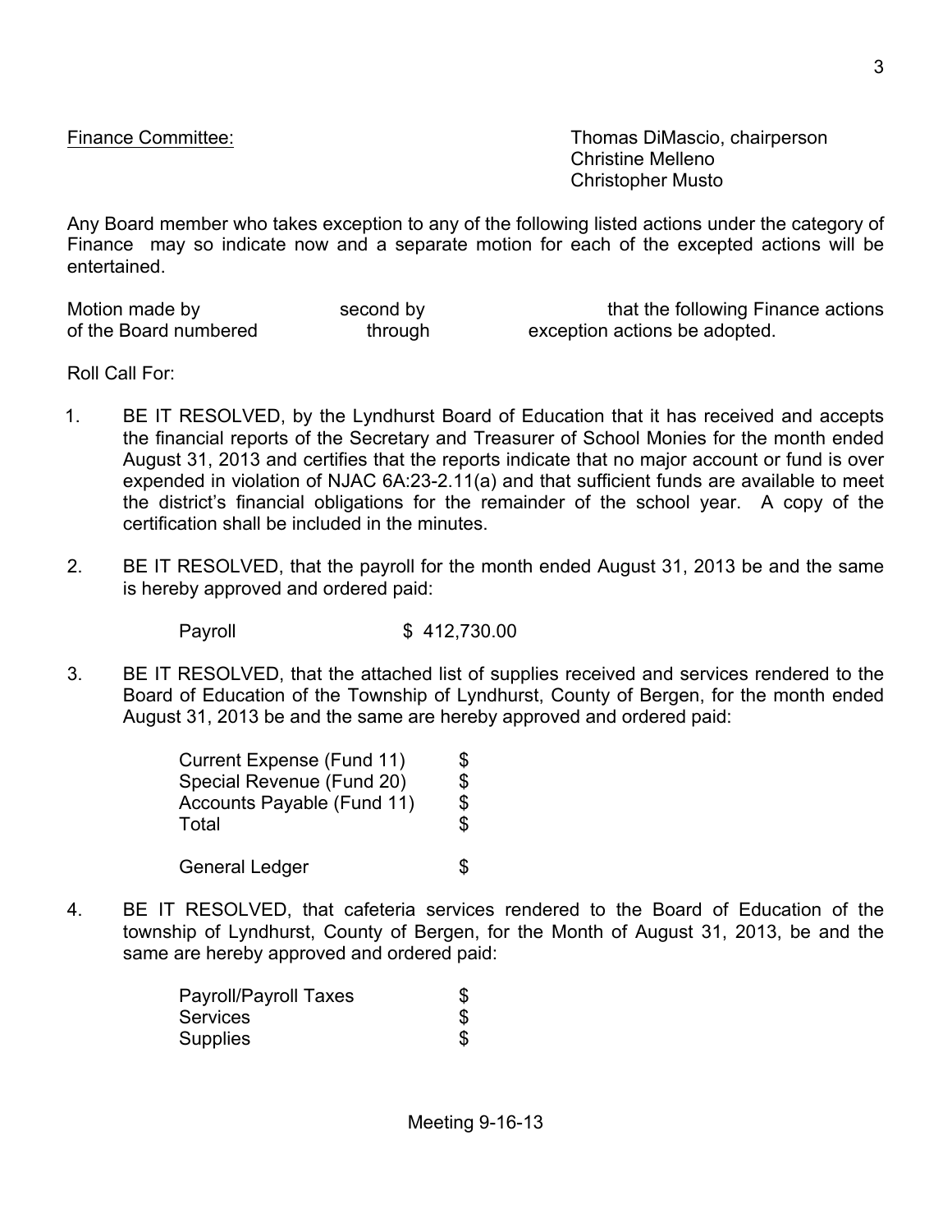Finance Committee: Thomas DiMascio, chairperson
Christine Melleno
Christopher Musto

Any Board member who takes exception to any of the following listed actions under the category of Finance may so indicate now and a separate motion for each of the excepted actions will be entertained.

Motion made by second by that the following Finance actions of the Board numbered through exception actions be adopted.

Roll Call For:

1. BE IT RESOLVED, by the Lyndhurst Board of Education that it has received and accepts the financial reports of the Secretary and Treasurer of School Monies for the month ended August 31, 2013 and certifies that the reports indicate that no major account or fund is over expended in violation of NJAC 6A:23-2.11(a) and that sufficient funds are available to meet the district's financial obligations for the remainder of the school year. A copy of the certification shall be included in the minutes.

2. BE IT RESOLVED, that the payroll for the month ended August 31, 2013 be and the same is hereby approved and ordered paid:

| | |
|---|---|
| Payroll | $ 412,730.00 |

3. BE IT RESOLVED, that the attached list of supplies received and services rendered to the Board of Education of the Township of Lyndhurst, County of Bergen, for the month ended August 31, 2013 be and the same are hereby approved and ordered paid:

| | |
|---|---|
| Current Expense (Fund 11) | $ |
| Special Revenue (Fund 20) | $ |
| Accounts Payable (Fund 11) | $ |
| Total | $ |
| | |
| General Ledger | $ |

4. BE IT RESOLVED, that cafeteria services rendered to the Board of Education of the township of Lyndhurst, County of Bergen, for the Month of August 31, 2013, be and the same are hereby approved and ordered paid:

| | |
|---|---|
| Payroll/Payroll Taxes | $ |
| Services | $ |
| Supplies | $ |

Meeting 9-16-13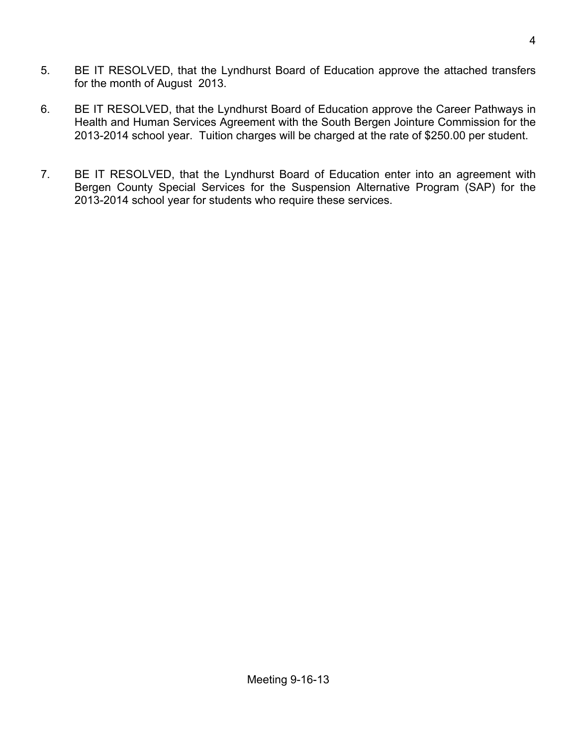5. BE IT RESOLVED, that the Lyndhurst Board of Education approve the attached transfers for the month of August 2013.

6. BE IT RESOLVED, that the Lyndhurst Board of Education approve the Career Pathways in Health and Human Services Agreement with the South Bergen Jointure Commission for the 2013-2014 school year. Tuition charges will be charged at the rate of $250.00 per student.

7. BE IT RESOLVED, that the Lyndhurst Board of Education enter into an agreement with Bergen County Special Services for the Suspension Alternative Program (SAP) for the 2013-2014 school year for students who require these services.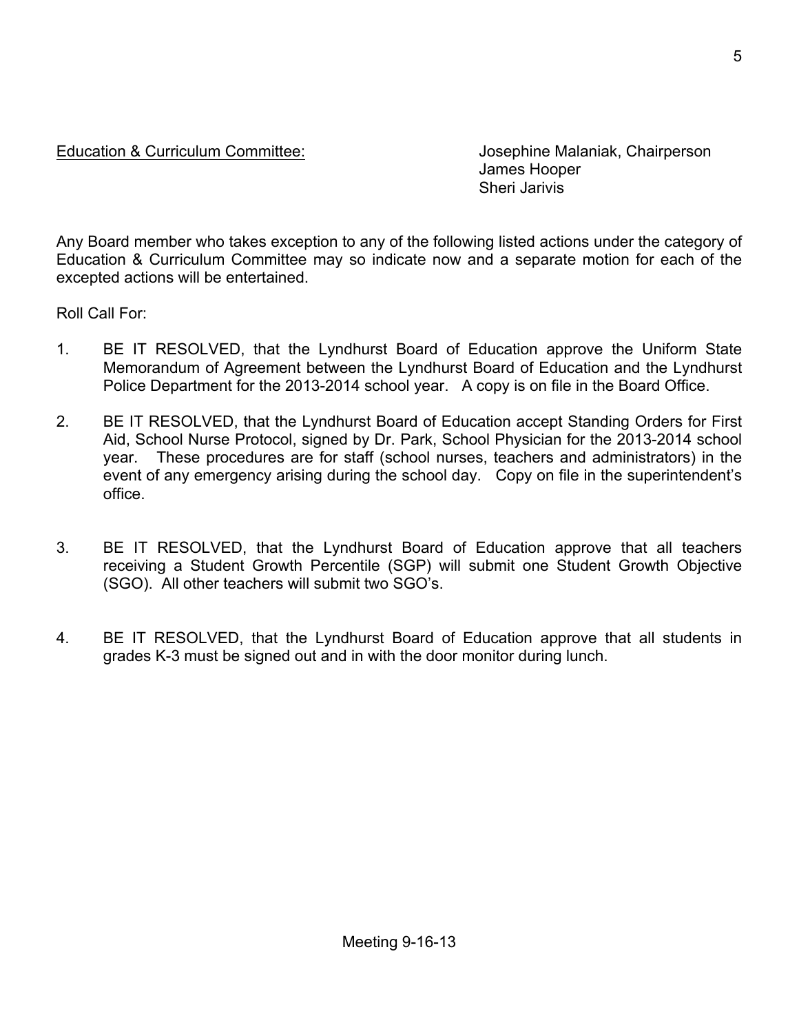Education & Curriculum Committee: Josephine Malaniak, Chairperson
James Hooper
Sheri Jarivis

Any Board member who takes exception to any of the following listed actions under the category of Education & Curriculum Committee may so indicate now and a separate motion for each of the excepted actions will be entertained.

Roll Call For:

1. BE IT RESOLVED, that the Lyndhurst Board of Education approve the Uniform State Memorandum of Agreement between the Lyndhurst Board of Education and the Lyndhurst Police Department for the 2013-2014 school year. A copy is on file in the Board Office.

2. BE IT RESOLVED, that the Lyndhurst Board of Education accept Standing Orders for First Aid, School Nurse Protocol, signed by Dr. Park, School Physician for the 2013-2014 school year. These procedures are for staff (school nurses, teachers and administrators) in the event of any emergency arising during the school day. Copy on file in the superintendent's office.

3. BE IT RESOLVED, that the Lyndhurst Board of Education approve that all teachers receiving a Student Growth Percentile (SGP) will submit one Student Growth Objective (SGO). All other teachers will submit two SGO's.

4. BE IT RESOLVED, that the Lyndhurst Board of Education approve that all students in grades K-3 must be signed out and in with the door monitor during lunch.

Meeting 9-16-13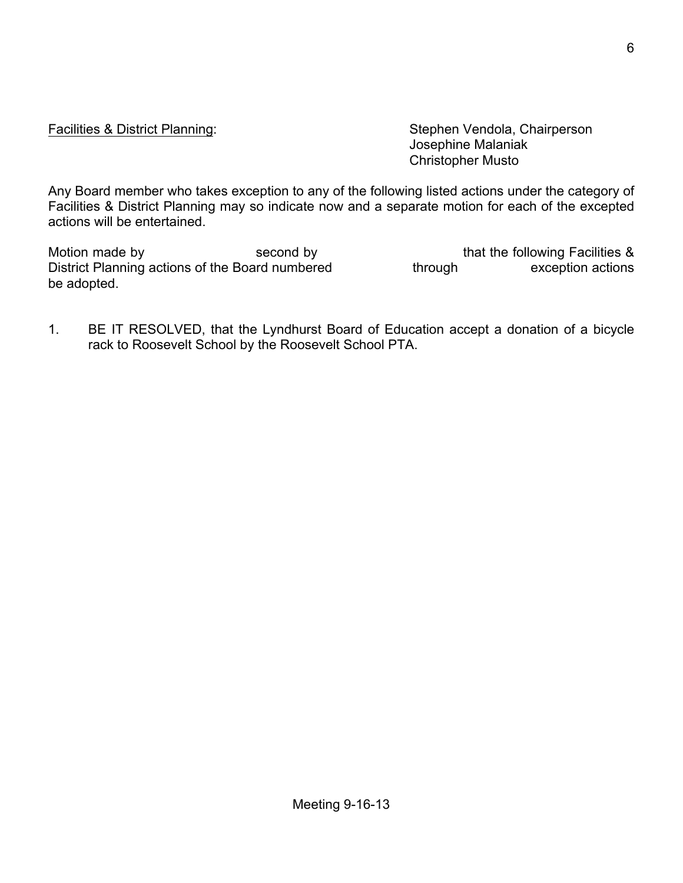<u>Facilities & District Planning</u>: Stephen Vendola, Chairperson
Josephine Malaniak
Christopher Musto

Any Board member who takes exception to any of the following listed actions under the category of Facilities & District Planning may so indicate now and a separate motion for each of the excepted actions will be entertained.

Motion made by second by that the following Facilities & District Planning actions of the Board numbered through exception actions be adopted.

1. BE IT RESOLVED, that the Lyndhurst Board of Education accept a donation of a bicycle rack to Roosevelt School by the Roosevelt School PTA.

Meeting 9-16-13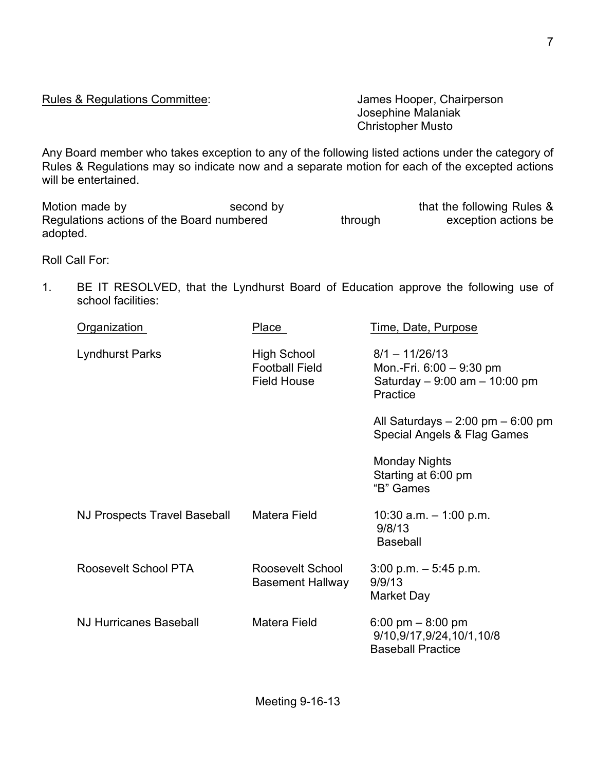Rules & Regulations Committee: James Hooper, Chairperson
Josephine Malaniak
Christopher Musto

Any Board member who takes exception to any of the following listed actions under the category of Rules & Regulations may so indicate now and a separate motion for each of the excepted actions will be entertained.

Motion made by ____________ second by ____________ that the following Rules & Regulations actions of the Board numbered ______ through ______ exception actions be adopted.

Roll Call For:

1. BE IT RESOLVED, that the Lyndhurst Board of Education approve the following use of school facilities:

| Organization | Place | Time, Date, Purpose |
|---|---|---|
| Lyndhurst Parks | High School<br>Football Field<br>Field House | 8/1 – 11/26/13<br>Mon.-Fri. 6:00 – 9:30 pm<br>Saturday – 9:00 am – 10:00 pm<br>Practice<br><br>All Saturdays – 2:00 pm – 6:00 pm<br>Special Angels & Flag Games<br><br>Monday Nights<br>Starting at 6:00 pm<br>"B" Games |
| NJ Prospects Travel Baseball | Matera Field | 10:30 a.m. – 1:00 p.m.<br>9/8/13<br>Baseball |
| Roosevelt School PTA | Roosevelt School<br>Basement Hallway | 3:00 p.m. – 5:45 p.m.<br>9/9/13<br>Market Day |
| NJ Hurricanes Baseball | Matera Field | 6:00 pm – 8:00 pm<br>9/10,9/17,9/24,10/1,10/8<br>Baseball Practice |

Meeting 9-16-13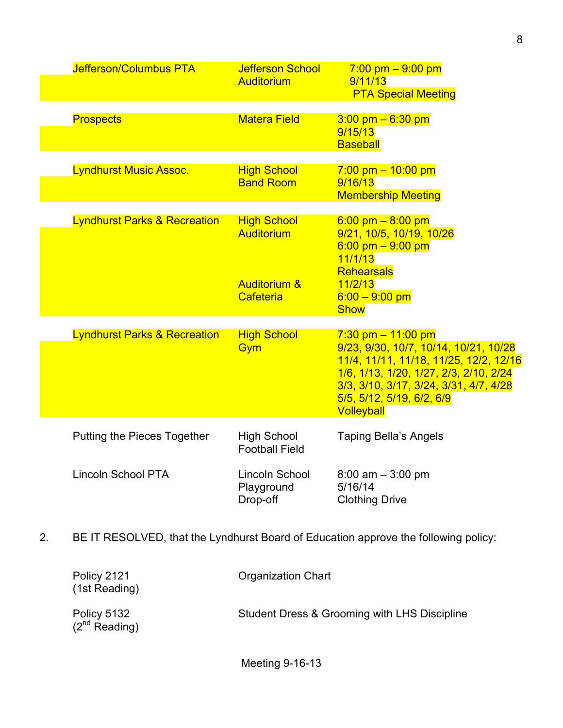| | | |
|---|---|---|
| Jefferson/Columbus PTA | Jefferson School Auditorium | 7:00 pm – 9:00 pm<br>9/11/13<br>PTA Special Meeting |
| Prospects | Matera Field | 3:00 pm – 6:30 pm<br>9/15/13<br>Baseball |
| Lyndhurst Music Assoc. | High School Band Room | 7:00 pm – 10:00 pm<br>9/16/13<br>Membership Meeting |
| Lyndhurst Parks & Recreation | High School Auditorium | 6:00 pm – 8:00 pm<br>9/21, 10/5, 10/19, 10/26<br>6:00 pm – 9:00 pm<br>11/1/13<br>Rehearsals |
| | Auditorium & Cafeteria | 11/2/13<br>6:00 – 9:00 pm<br>Show |
| Lyndhurst Parks & Recreation | High School Gym | 7:30 pm – 11:00 pm<br>9/23, 9/30, 10/7, 10/14, 10/21, 10/28<br>11/4, 11/11, 11/18, 11/25, 12/2, 12/16<br>1/6, 1/13, 1/20, 1/27, 2/3, 2/10, 2/24<br>3/3, 3/10, 3/17, 3/24, 3/31, 4/7, 4/28<br>5/5, 5/12, 5/19, 6/2, 6/9<br>Volleyball |
| Putting the Pieces Together | High School Football Field | Taping Bella's Angels |
| Lincoln School PTA | Lincoln School Playground Drop-off | 8:00 am – 3:00 pm<br>5/16/14<br>Clothing Drive |

2. BE IT RESOLVED, that the Lyndhurst Board of Education approve the following policy:

| | |
|---|---|
| Policy 2121 (1st Reading) | Organization Chart |
| Policy 5132 (2nd Reading) | Student Dress & Grooming with LHS Discipline |

Meeting 9-16-13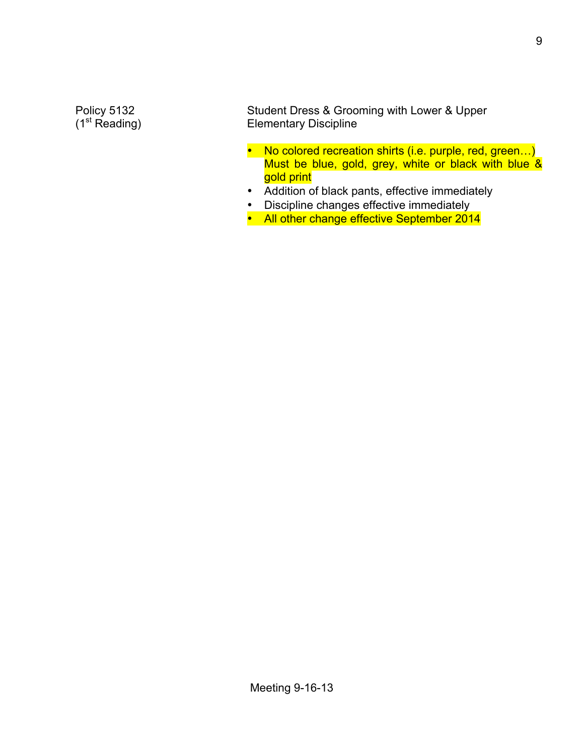Policy 5132 (1st Reading) — Student Dress & Grooming with Lower & Upper Elementary Discipline

- No colored recreation shirts (i.e. purple, red, green…) Must be blue, gold, grey, white or black with blue & gold print
- Addition of black pants, effective immediately
- Discipline changes effective immediately
- All other change effective September 2014

Meeting 9-16-13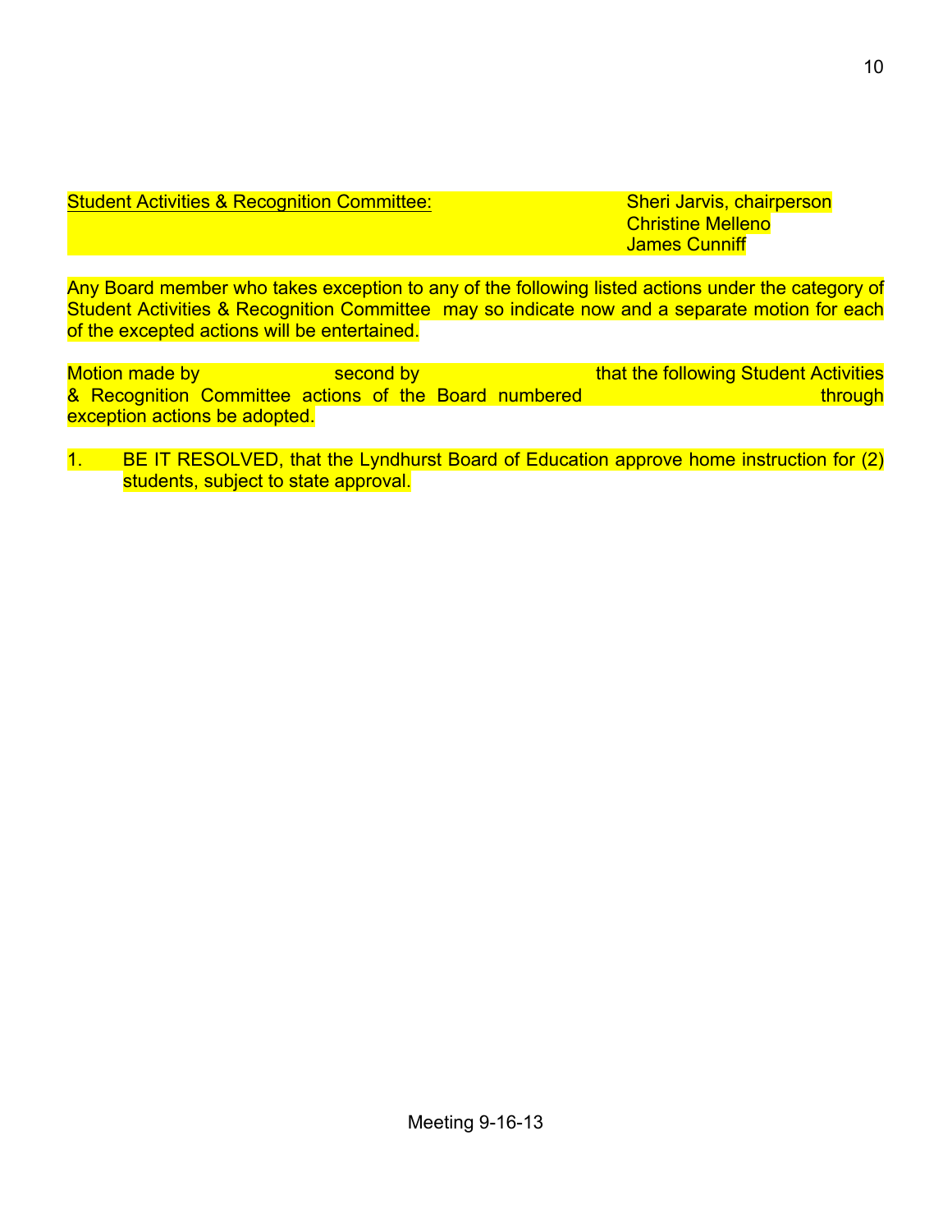<u>Student Activities & Recognition Committee:</u>

Sheri Jarvis, chairperson
Christine Melleno
James Cunniff

Any Board member who takes exception to any of the following listed actions under the category of Student Activities & Recognition Committee may so indicate now and a separate motion for each of the excepted actions will be entertained.

Motion made by                    second by                    that the following Student Activities & Recognition Committee actions of the Board numbered                    through exception actions be adopted.

1. BE IT RESOLVED, that the Lyndhurst Board of Education approve home instruction for (2) students, subject to state approval.

Meeting 9-16-13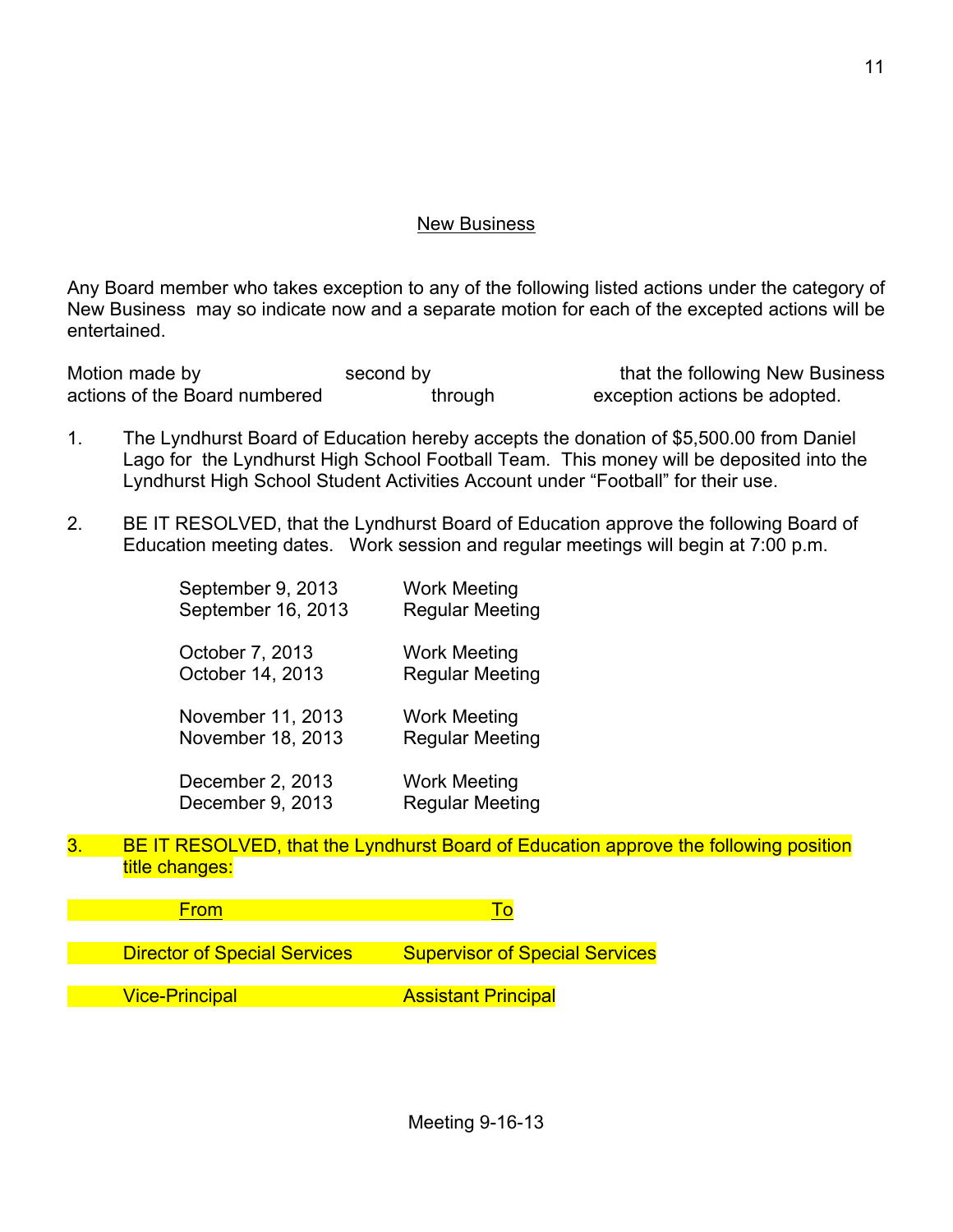## New Business

Any Board member who takes exception to any of the following listed actions under the category of New Business may so indicate now and a separate motion for each of the excepted actions will be entertained.

Motion made by                    second by                    that the following New Business actions of the Board numbered                through                exception actions be adopted.

1. The Lyndhurst Board of Education hereby accepts the donation of $5,500.00 from Daniel Lago for the Lyndhurst High School Football Team. This money will be deposited into the Lyndhurst High School Student Activities Account under "Football" for their use.

2. BE IT RESOLVED, that the Lyndhurst Board of Education approve the following Board of Education meeting dates. Work session and regular meetings will begin at 7:00 p.m.

| | |
|---|---|
| September 9, 2013 | Work Meeting |
| September 16, 2013 | Regular Meeting |
| October 7, 2013 | Work Meeting |
| October 14, 2013 | Regular Meeting |
| November 11, 2013 | Work Meeting |
| November 18, 2013 | Regular Meeting |
| December 2, 2013 | Work Meeting |
| December 9, 2013 | Regular Meeting |

3. BE IT RESOLVED, that the Lyndhurst Board of Education approve the following position title changes:

| From | To |
|---|---|
| Director of Special Services | Supervisor of Special Services |
| Vice-Principal | Assistant Principal |

Meeting 9-16-13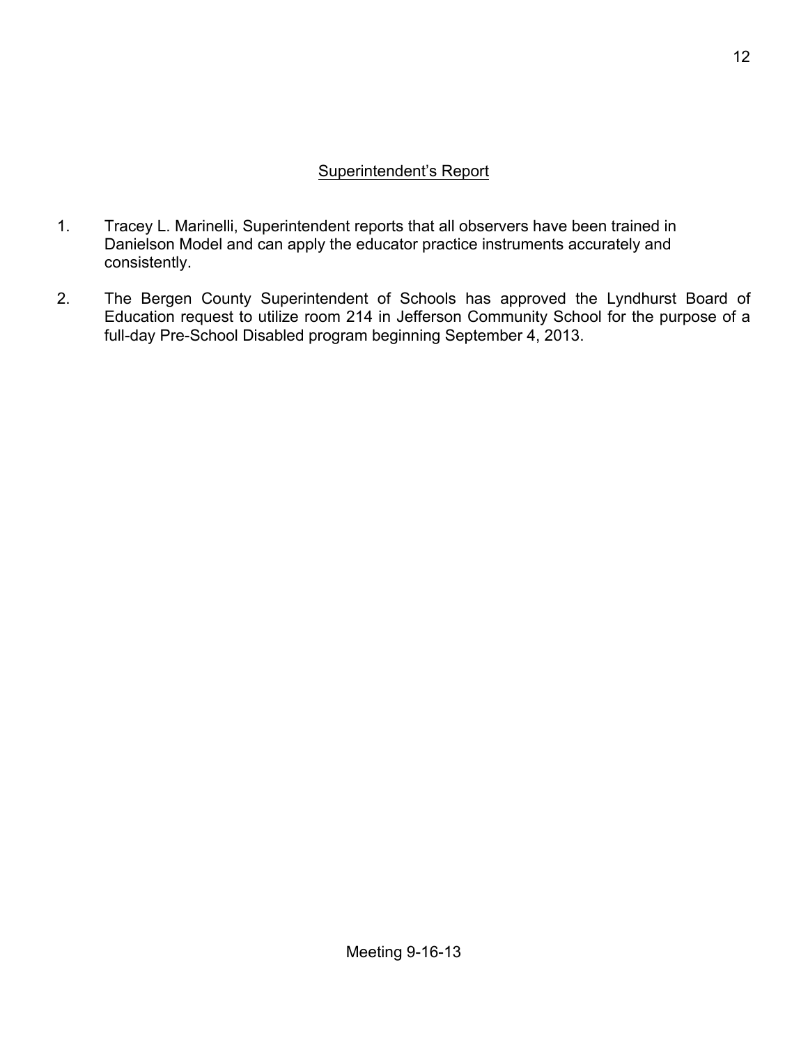## Superintendent's Report

1. Tracey L. Marinelli, Superintendent reports that all observers have been trained in Danielson Model and can apply the educator practice instruments accurately and consistently.

2. The Bergen County Superintendent of Schools has approved the Lyndhurst Board of Education request to utilize room 214 in Jefferson Community School for the purpose of a full-day Pre-School Disabled program beginning September 4, 2013.